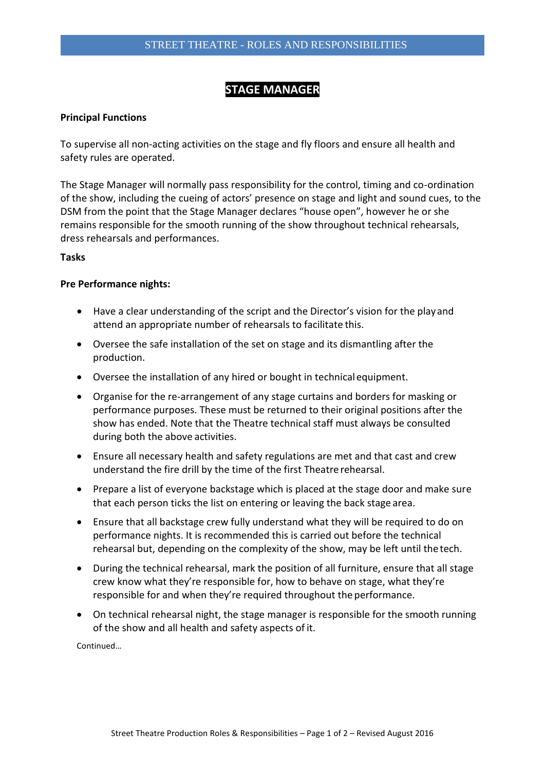# STAGE MANAGER

**Principal Functions**

To supervise all non-acting activities on the stage and fly floors and ensure all health and safety rules are operated.

The Stage Manager will normally pass responsibility for the control, timing and co-ordination of the show, including the cueing of actors' presence on stage and light and sound cues, to the DSM from the point that the Stage Manager declares "house open", however he or she remains responsible for the smooth running of the show throughout technical rehearsals, dress rehearsals and performances.

**Tasks**

**Pre Performance nights:**

- Have a clear understanding of the script and the Director's vision for the play and attend an appropriate number of rehearsals to facilitate this.
- Oversee the safe installation of the set on stage and its dismantling after the production.
- Oversee the installation of any hired or bought in technical equipment.
- Organise for the re-arrangement of any stage curtains and borders for masking or performance purposes. These must be returned to their original positions after the show has ended. Note that the Theatre technical staff must always be consulted during both the above activities.
- Ensure all necessary health and safety regulations are met and that cast and crew understand the fire drill by the time of the first Theatre rehearsal.
- Prepare a list of everyone backstage which is placed at the stage door and make sure that each person ticks the list on entering or leaving the back stage area.
- Ensure that all backstage crew fully understand what they will be required to do on performance nights. It is recommended this is carried out before the technical rehearsal but, depending on the complexity of the show, may be left until the tech.
- During the technical rehearsal, mark the position of all furniture, ensure that all stage crew know what they're responsible for, how to behave on stage, what they're responsible for and when they're required throughout the performance.
- On technical rehearsal night, the stage manager is responsible for the smooth running of the show and all health and safety aspects of it.

Continued…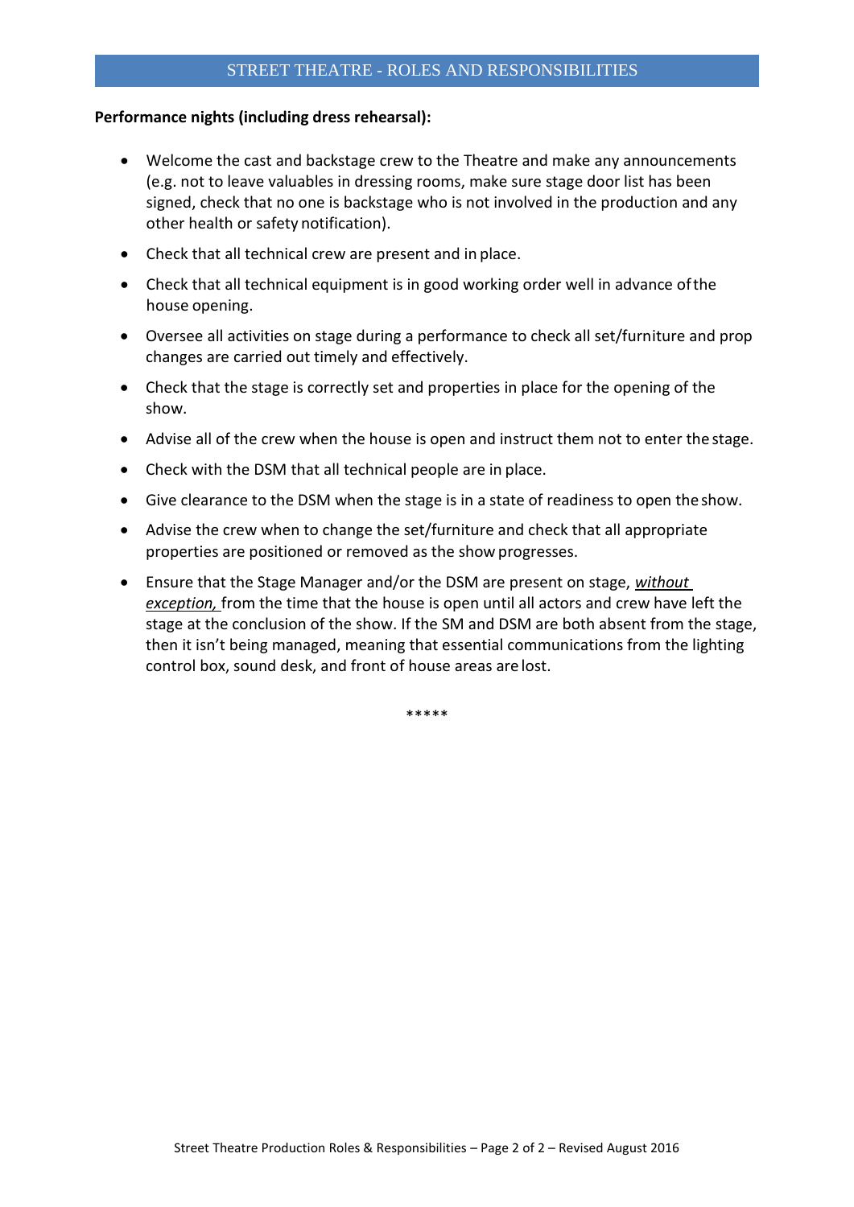**Performance nights (including dress rehearsal):**

- Welcome the cast and backstage crew to the Theatre and make any announcements (e.g. not to leave valuables in dressing rooms, make sure stage door list has been signed, check that no one is backstage who is not involved in the production and any other health or safety notification).
- Check that all technical crew are present and in place.
- Check that all technical equipment is in good working order well in advance of the house opening.
- Oversee all activities on stage during a performance to check all set/furniture and prop changes are carried out timely and effectively.
- Check that the stage is correctly set and properties in place for the opening of the show.
- Advise all of the crew when the house is open and instruct them not to enter the stage.
- Check with the DSM that all technical people are in place.
- Give clearance to the DSM when the stage is in a state of readiness to open the show.
- Advise the crew when to change the set/furniture and check that all appropriate properties are positioned or removed as the show progresses.
- Ensure that the Stage Manager and/or the DSM are present on stage, ***without exception,*** from the time that the house is open until all actors and crew have left the stage at the conclusion of the show. If the SM and DSM are both absent from the stage, then it isn't being managed, meaning that essential communications from the lighting control box, sound desk, and front of house areas are lost.

*****